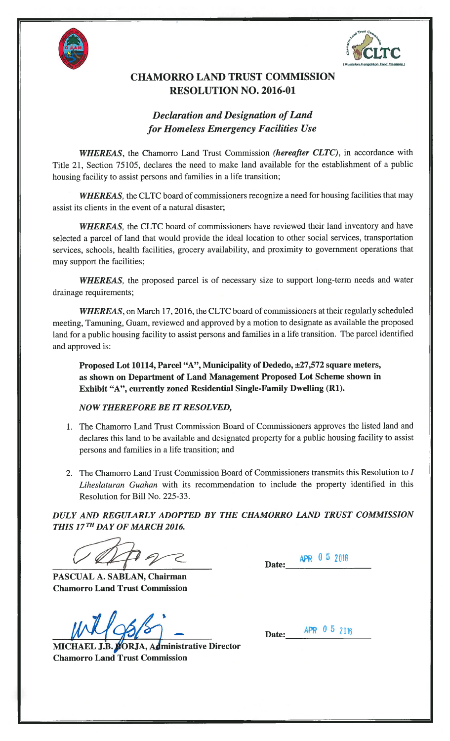# CHAMORRO LAND TRUST COMMISSION
# RESOLUTION NO. 2016-01

## *Declaration and Designation of Land for Homeless Emergency Facilities Use*

***WHEREAS***, the Chamorro Land Trust Commission ***(hereafter CLTC)***, in accordance with Title 21, Section 75105, declares the need to make land available for the establishment of a public housing facility to assist persons and families in a life transition;

***WHEREAS***, the CLTC board of commissioners recognize a need for housing facilities that may assist its clients in the event of a natural disaster;

***WHEREAS***, the CLTC board of commissioners have reviewed their land inventory and have selected a parcel of land that would provide the ideal location to other social services, transportation services, schools, health facilities, grocery availability, and proximity to government operations that may support the facilities;

***WHEREAS***, the proposed parcel is of necessary size to support long-term needs and water drainage requirements;

***WHEREAS***, on March 17, 2016, the CLTC board of commissioners at their regularly scheduled meeting, Tamuning, Guam, reviewed and approved by a motion to designate as available the proposed land for a public housing facility to assist persons and families in a life transition. The parcel identified and approved is:

> **Proposed Lot 10114, Parcel "A", Municipality of Dededo, ±27,572 square meters, as shown on Department of Land Management Proposed Lot Scheme shown in Exhibit "A", currently zoned Residential Single-Family Dwelling (R1).**

***NOW THEREFORE BE IT RESOLVED,***

1. The Chamorro Land Trust Commission Board of Commissioners approves the listed land and declares this land to be available and designated property for a public housing facility to assist persons and families in a life transition; and
2. The Chamorro Land Trust Commission Board of Commissioners transmits this Resolution to *I Liheslaturan Guahan* with its recommendation to include the property identified in this Resolution for Bill No. 225-33.

***DULY AND REGULARLY ADOPTED BY THE CHAMORRO LAND TRUST COMMISSION THIS 17TH DAY OF MARCH 2016.***

**PASCUAL A. SABLAN, Chairman**
**Chamorro Land Trust Commission**

Date: APR 05 2016

**MICHAEL J.B. BORJA, Administrative Director**
**Chamorro Land Trust Commission**

Date: APR 05 2016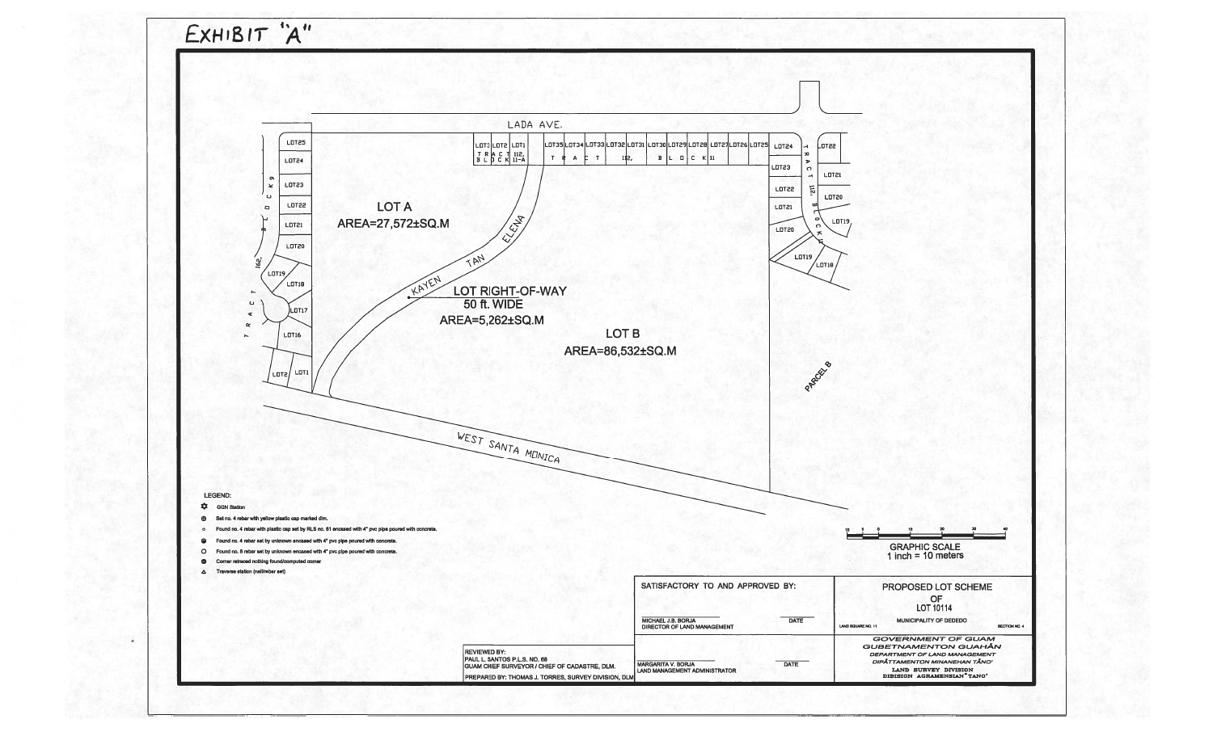# EXHIBIT "A"

LADA AVE.

LOT3 LOT2 LOT1 TRACT 112, BLOCK 11-A

LOT35 LOT34 LOT33 LOT32 LOT31 LOT30 LOT29 LOT28 LOT27 LOT26 LOT25 TRACT 112, BLOCK 11

LOT24 LOT23 LOT22 LOT21 LOT20 LOT19 LOT18 TRACT 112, BLOCK 11

LOT22 LOT21 LOT20 LOT19 LOT18

LOT25 LOT24 LOT23 LOT22 LOT21 LOT20 LOT19 LOT18 LOT17 LOT16 LOT2 LOT1 TRACT 112, BLOCK 9

LOT A
AREA=27,572±SQ.M

KAYEN TAN ELENA

LOT RIGHT-OF-WAY
50 ft. WIDE
AREA=5,262±SQ.M

LOT B
AREA=86,532±SQ.M

PARCEL B

WEST SANTA MONICA

LEGEND:

- GGN Station
- Set no. 4 rebar with yellow plastic cap marked dlm.
- Found no. 4 rebar with plastic cap set by RLS no. 81 encased with 4" pvc pipe poured with concrete.
- Found no. 4 rebar set by unknown encased with 4" pvc pipe poured with concrete.
- Found no. 8 rebar set by unknown encased with 4" pvc pipe poured with concrete.
- Corner retraced nothing found/computed corner
- Traverse station (nail/rebar set)

GRAPHIC SCALE
1 inch = 10 meters

SATISFACTORY TO AND APPROVED BY:

MICHAEL J.B. BORJA — DIRECTOR OF LAND MANAGEMENT — DATE

MARGARITA V. BORJA — LAND MANAGEMENT ADMINISTRATOR — DATE

REVIEWED BY:
PAUL L. SANTOS P.L.S. NO. 68
GUAM CHIEF SURVEYOR / CHIEF OF CADASTRE, DLM.

PREPARED BY: THOMAS J. TORRES, SURVEY DIVISION, DLM

PROPOSED LOT SCHEME
OF
LOT 10114

MUNICIPALITY OF DEDEDO

LAND SQUARE NO. 11 — SECTION NO. 4

GOVERNMENT OF GUAM
GUBETNAMENTON GUAHÅN
DEPARTMENT OF LAND MANAGEMENT
DIPÅTTAMENTON MINANEHAN TÅNO'
LAND SURVEY DIVISION
DIBISION AGRAMENSIAN' TANO'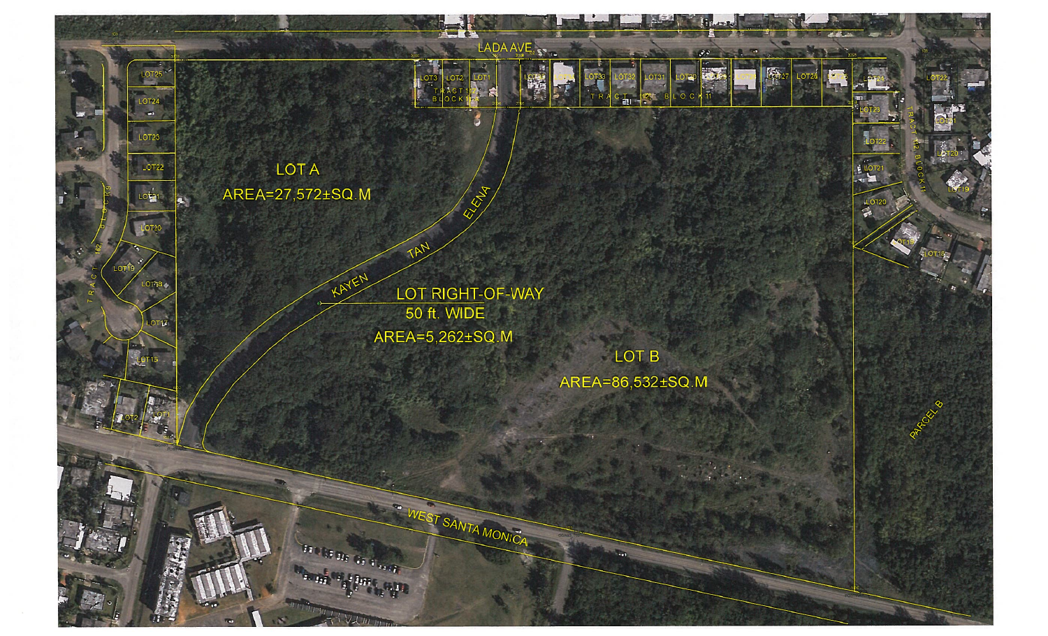LADA AVE

LOT A
AREA=27,572±SQ.M

KAYEN TAN ELENA

LOT RIGHT-OF-WAY
50 ft. WIDE
AREA=5,262±SQ.M

LOT B
AREA=86,532±SQ.M

WEST SANTA MONICA

PARCEL B

TRACT 182 BLOCK 11

TRACT 182 BLOCK 10

LOT25
LOT24
LOT23
LOT22
LOT21
LOT20
LOT19
LOT18
LOT17
LOT15
LOT2
LOT1

LOT3
LOT2
LOT1
LOT33
LOT32
LOT31
LOT30
LOT27
LOT26
LOT25

LOT24
LOT23
LOT22
LOT21
LOT20
LOT19
LOT18

LOT22
LOT21
LOT20
LOT19